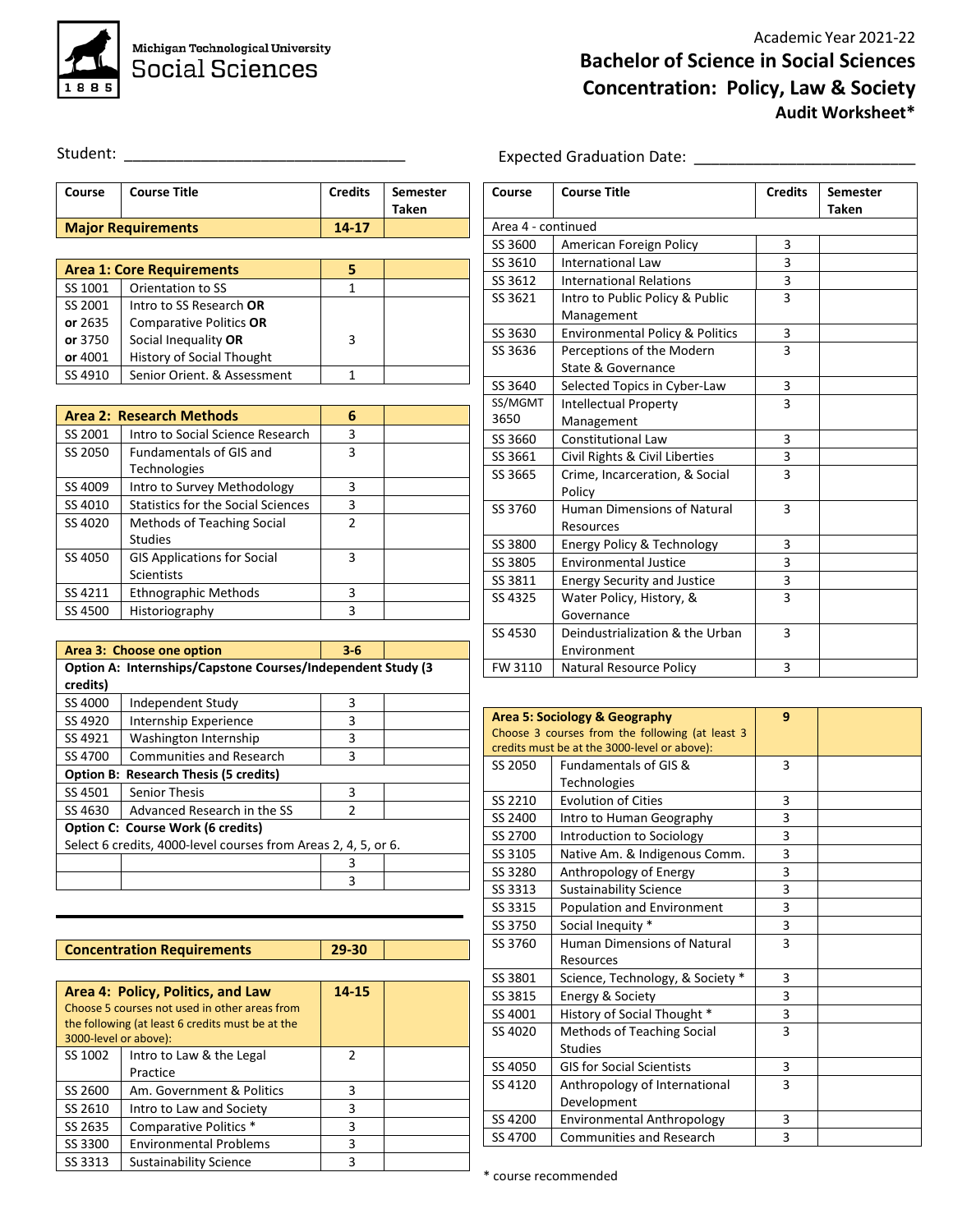Michigan Technological University
Social Sciences

Academic Year 2021-22

# Bachelor of Science in Social Sciences
## Concentration: Policy, Law & Society
### Audit Worksheet*

Student: _________________________________

Expected Graduation Date: _________________________

| Course | Course Title | Credits | Semester Taken |
|---|---|---|---|
| **Major Requirements** | | **14-17** | |

| Course | Course Title | Credits | Semester Taken |
|---|---|---|---|
| **Area 1: Core Requirements** | | **5** | |
| SS 1001 | Orientation to SS | 1 | |
| SS 2001 **or** 2635 **or** 3750 **or** 4001 | Intro to SS Research **OR** Comparative Politics **OR** Social Inequality **OR** History of Social Thought | 3 | |
| SS 4910 | Senior Orient. & Assessment | 1 | |

| Course | Course Title | Credits | Semester Taken |
|---|---|---|---|
| **Area 2: Research Methods** | | **6** | |
| SS 2001 | Intro to Social Science Research | 3 | |
| SS 2050 | Fundamentals of GIS and Technologies | 3 | |
| SS 4009 | Intro to Survey Methodology | 3 | |
| SS 4010 | Statistics for the Social Sciences | 3 | |
| SS 4020 | Methods of Teaching Social Studies | 2 | |
| SS 4050 | GIS Applications for Social Scientists | 3 | |
| SS 4211 | Ethnographic Methods | 3 | |
| SS 4500 | Historiography | 3 | |

| Course | Course Title | Credits | Semester Taken |
|---|---|---|---|
| **Area 3: Choose one option** | | **3-6** | |
| **Option A: Internships/Capstone Courses/Independent Study (3 credits)** | | | |
| SS 4000 | Independent Study | 3 | |
| SS 4920 | Internship Experience | 3 | |
| SS 4921 | Washington Internship | 3 | |
| SS 4700 | Communities and Research | 3 | |
| **Option B: Research Thesis (5 credits)** | | | |
| SS 4501 | Senior Thesis | 3 | |
| SS 4630 | Advanced Research in the SS | 2 | |
| **Option C: Course Work (6 credits)** | | | |
| Select 6 credits, 4000-level courses from Areas 2, 4, 5, or 6. | | | |
| | | 3 | |
| | | 3 | |

| Course | Course Title | Credits | Semester Taken |
|---|---|---|---|
| **Concentration Requirements** | | **29-30** | |

| Course | Course Title | Credits | Semester Taken |
|---|---|---|---|
| **Area 4: Policy, Politics, and Law** Choose 5 courses not used in other areas from the following (at least 6 credits must be at the 3000-level or above): | | **14-15** | |
| SS 1002 | Intro to Law & the Legal Practice | 2 | |
| SS 2600 | Am. Government & Politics | 3 | |
| SS 2610 | Intro to Law and Society | 3 | |
| SS 2635 | Comparative Politics * | 3 | |
| SS 3300 | Environmental Problems | 3 | |
| SS 3313 | Sustainability Science | 3 | |
| SS 3600 | American Foreign Policy | 3 | |
| SS 3610 | International Law | 3 | |
| SS 3612 | International Relations | 3 | |
| SS 3621 | Intro to Public Policy & Public Management | 3 | |
| SS 3630 | Environmental Policy & Politics | 3 | |
| SS 3636 | Perceptions of the Modern State & Governance | 3 | |
| SS 3640 | Selected Topics in Cyber-Law | 3 | |
| SS/MGMT 3650 | Intellectual Property Management | 3 | |
| SS 3660 | Constitutional Law | 3 | |
| SS 3661 | Civil Rights & Civil Liberties | 3 | |
| SS 3665 | Crime, Incarceration, & Social Policy | 3 | |
| SS 3760 | Human Dimensions of Natural Resources | 3 | |
| SS 3800 | Energy Policy & Technology | 3 | |
| SS 3805 | Environmental Justice | 3 | |
| SS 3811 | Energy Security and Justice | 3 | |
| SS 4325 | Water Policy, History, & Governance | 3 | |
| SS 4530 | Deindustrialization & the Urban Environment | 3 | |
| FW 3110 | Natural Resource Policy | 3 | |

| Course | Course Title | Credits | Semester Taken |
|---|---|---|---|
| **Area 5: Sociology & Geography** Choose 3 courses from the following (at least 3 credits must be at the 3000-level or above): | | **9** | |
| SS 2050 | Fundamentals of GIS & Technologies | 3 | |
| SS 2210 | Evolution of Cities | 3 | |
| SS 2400 | Intro to Human Geography | 3 | |
| SS 2700 | Introduction to Sociology | 3 | |
| SS 3105 | Native Am. & Indigenous Comm. | 3 | |
| SS 3280 | Anthropology of Energy | 3 | |
| SS 3313 | Sustainability Science | 3 | |
| SS 3315 | Population and Environment | 3 | |
| SS 3750 | Social Inequity * | 3 | |
| SS 3760 | Human Dimensions of Natural Resources | 3 | |
| SS 3801 | Science, Technology, & Society * | 3 | |
| SS 3815 | Energy & Society | 3 | |
| SS 4001 | History of Social Thought * | 3 | |
| SS 4020 | Methods of Teaching Social Studies | 3 | |
| SS 4050 | GIS for Social Scientists | 3 | |
| SS 4120 | Anthropology of International Development | 3 | |
| SS 4200 | Environmental Anthropology | 3 | |
| SS 4700 | Communities and Research | 3 | |

\* course recommended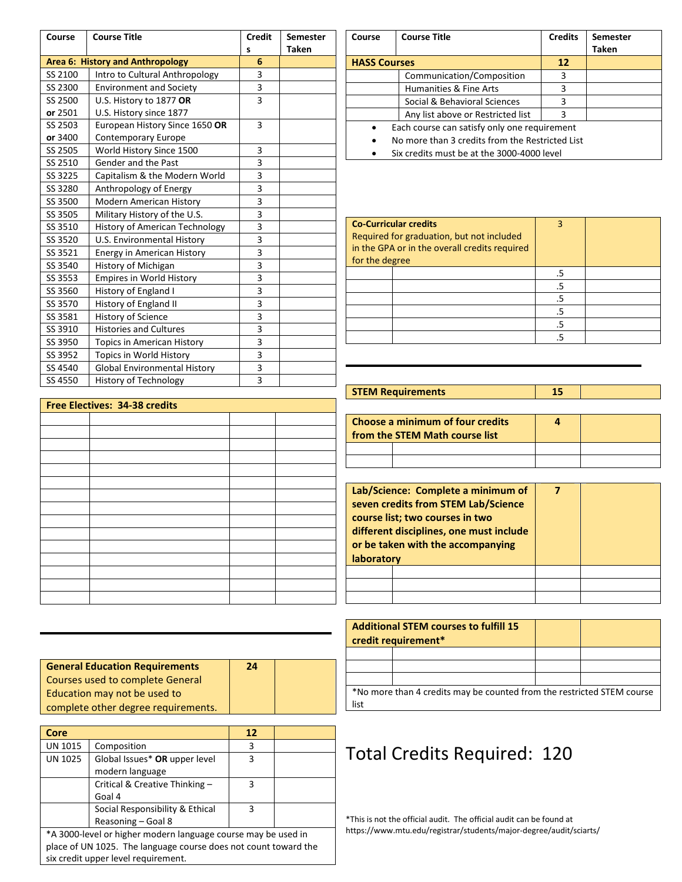| Course | Course Title | Credits | Semester Taken |
|---|---|---|---|
| **Area 6: History and Anthropology** | | **6** | |
| SS 2100 | Intro to Cultural Anthropology | 3 | |
| SS 2300 | Environment and Society | 3 | |
| SS 2500 **or** 2501 | U.S. History to 1877 **OR** U.S. History since 1877 | 3 | |
| SS 2503 **or** 3400 | European History Since 1650 **OR** Contemporary Europe | 3 | |
| SS 2505 | World History Since 1500 | 3 | |
| SS 2510 | Gender and the Past | 3 | |
| SS 3225 | Capitalism & the Modern World | 3 | |
| SS 3280 | Anthropology of Energy | 3 | |
| SS 3500 | Modern American History | 3 | |
| SS 3505 | Military History of the U.S. | 3 | |
| SS 3510 | History of American Technology | 3 | |
| SS 3520 | U.S. Environmental History | 3 | |
| SS 3521 | Energy in American History | 3 | |
| SS 3540 | History of Michigan | 3 | |
| SS 3553 | Empires in World History | 3 | |
| SS 3560 | History of England I | 3 | |
| SS 3570 | History of England II | 3 | |
| SS 3581 | History of Science | 3 | |
| SS 3910 | Histories and Cultures | 3 | |
| SS 3950 | Topics in American History | 3 | |
| SS 3952 | Topics in World History | 3 | |
| SS 4540 | Global Environmental History | 3 | |
| SS 4550 | History of Technology | 3 | |

| **Free Electives: 34-38 credits** | | | |
|---|---|---|---|
| | | | |
| | | | |
| | | | |
| | | | |
| | | | |
| | | | |
| | | | |
| | | | |
| | | | |
| | | | |
| | | | |
| | | | |
| | | | |
| | | | |
| | | | |

| **General Education Requirements** Courses used to complete General Education may not be used to complete other degree requirements. | **24** | |
|---|---|---|

| **Core** | | **12** | |
|---|---|---|---|
| UN 1015 | Composition | 3 | |
| UN 1025 | Global Issues* **OR** upper level modern language | 3 | |
| | Critical & Creative Thinking – Goal 4 | 3 | |
| | Social Responsibility & Ethical Reasoning – Goal 8 | 3 | |

*A 3000-level or higher modern language course may be used in place of UN 1025. The language course does not count toward the six credit upper level requirement.

| Course | Course Title | Credits | Semester Taken |
|---|---|---|---|
| **HASS Courses** | | **12** | |
| | Communication/Composition | 3 | |
| | Humanities & Fine Arts | 3 | |
| | Social & Behavioral Sciences | 3 | |
| | Any list above or Restricted list | 3 | |

- Each course can satisfy only one requirement
- No more than 3 credits from the Restricted List
- Six credits must be at the 3000-4000 level

| **Co-Curricular credits** Required for graduation, but not included in the GPA or in the overall credits required for the degree | | 3 | |
|---|---|---|---|
| | | .5 | |
| | | .5 | |
| | | .5 | |
| | | .5 | |
| | | .5 | |
| | | .5 | |

| **STEM Requirements** | **15** | |
|---|---|---|

| **Choose a minimum of four credits from the STEM Math course list** | | **4** | |
|---|---|---|---|
| | | | |
| | | | |

| **Lab/Science: Complete a minimum of seven credits from STEM Lab/Science course list; two courses in two different disciplines, one must include or be taken with the accompanying laboratory** | | **7** | |
|---|---|---|---|
| | | | |
| | | | |
| | | | |

| **Additional STEM courses to fulfill 15 credit requirement*** | | | |
|---|---|---|---|
| | | | |
| | | | |
| | | | |

*No more than 4 credits may be counted from the restricted STEM course list

# Total Credits Required: 120

*This is not the official audit. The official audit can be found at https://www.mtu.edu/registrar/students/major-degree/audit/sciarts/